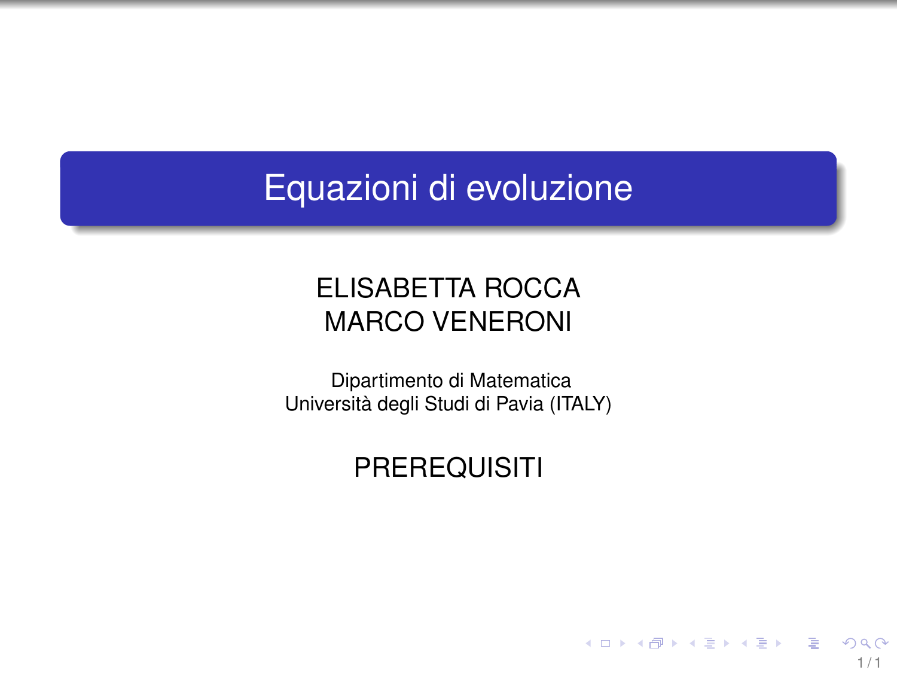# Equazioni di evoluzione

ELISABETTA ROCCA
MARCO VENERONI

Dipartimento di Matematica
Università degli Studi di Pavia (ITALY)

PREREQUISITI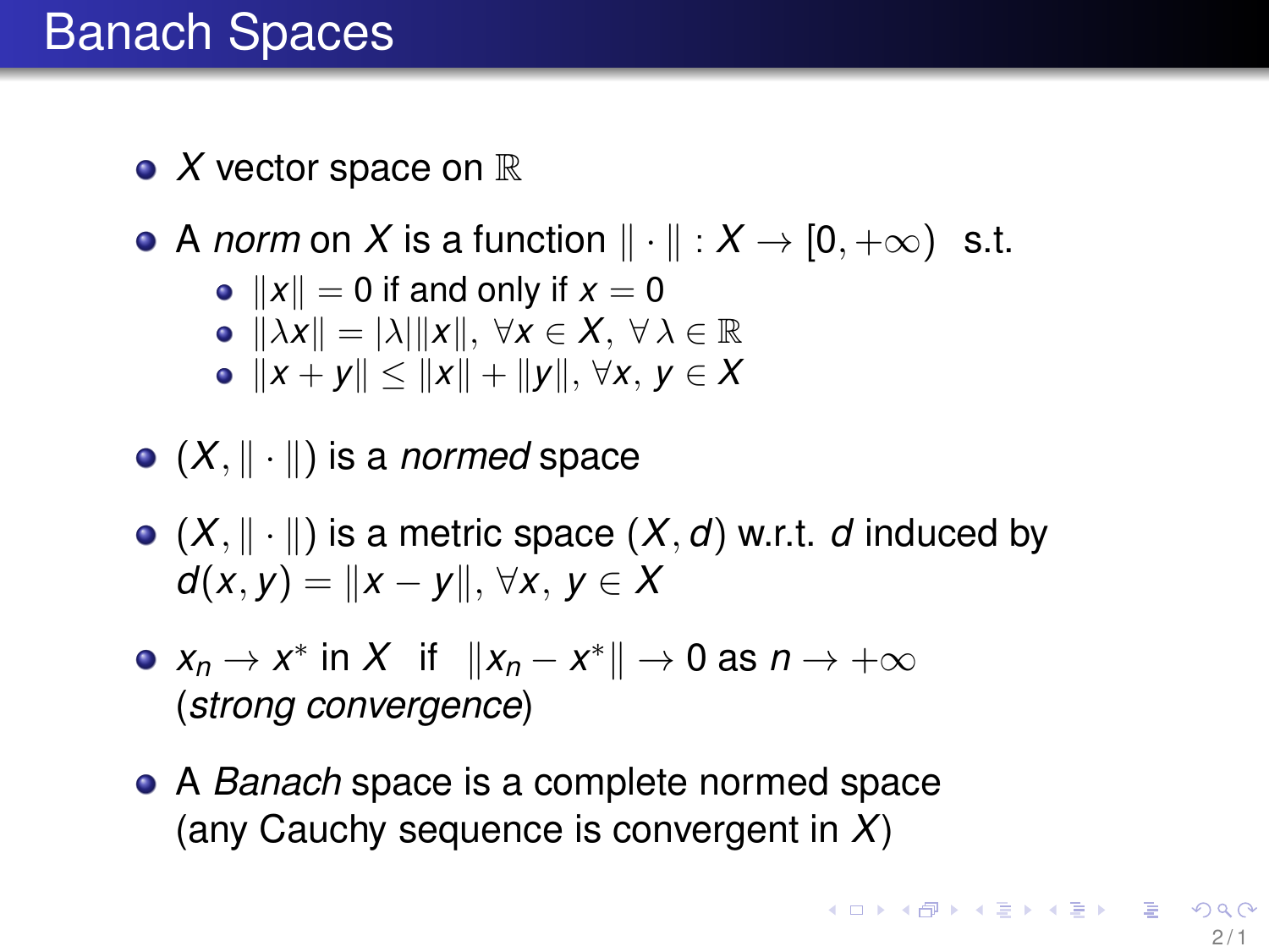# Banach Spaces

- $X$ vector space on $\mathbb{R}$
- A *norm* on $X$ is a function $\|\cdot\| : X \to [0, +\infty)$ s.t.
  - $\|x\| = 0$ if and only if $x = 0$
  - $\|\lambda x\| = |\lambda| \|x\|, \; \forall x \in X, \; \forall \lambda \in \mathbb{R}$
  - $\|x + y\| \leq \|x\| + \|y\|, \; \forall x, \, y \in X$
- $(X, \|\cdot\|)$ is a *normed* space
- $(X, \|\cdot\|)$ is a metric space $(X, d)$ w.r.t. $d$ induced by $d(x, y) = \|x - y\|, \; \forall x, \, y \in X$
- $x_n \to x^*$ in $X$ if $\|x_n - x^*\| \to 0$ as $n \to +\infty$ (*strong convergence*)
- A *Banach* space is a complete normed space (any Cauchy sequence is convergent in $X$)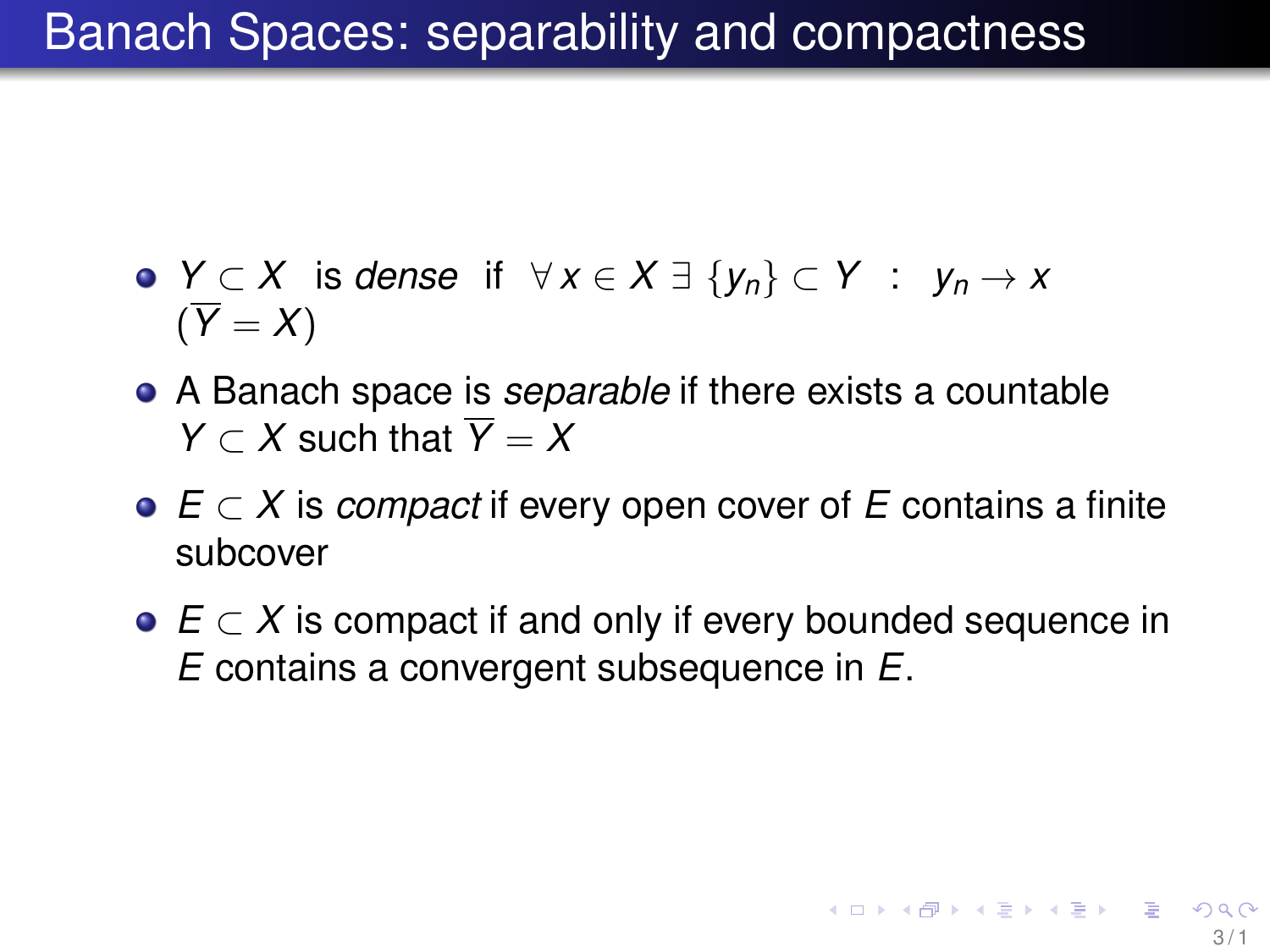# Banach Spaces: separability and compactness

- $Y \subset X$ is *dense* if $\forall\, x \in X\; \exists\; \{y_n\} \subset Y \;\; : \;\; y_n \to x$ $(\overline{Y} = X)$
- A Banach space is *separable* if there exists a countable $Y \subset X$ such that $\overline{Y} = X$
- $E \subset X$ is *compact* if every open cover of $E$ contains a finite subcover
- $E \subset X$ is compact if and only if every bounded sequence in $E$ contains a convergent subsequence in $E$.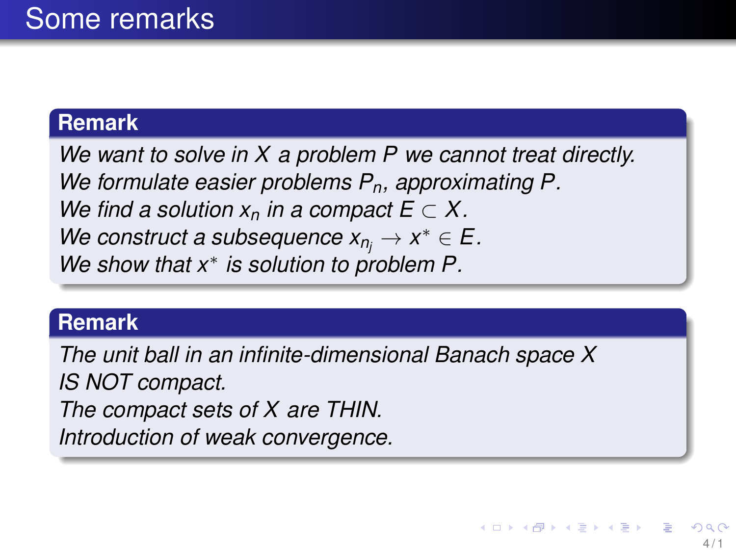# Some remarks

**Remark**

*We want to solve in $X$ a problem $P$ we cannot treat directly.*
*We formulate easier problems $P_n$, approximating $P$.*
*We find a solution $x_n$ in a compact $E \subset X$.*
*We construct a subsequence $x_{n_j} \to x^* \in E$.*
*We show that $x^*$ is solution to problem $P$.*

**Remark**

*The unit ball in an infinite-dimensional Banach space $X$*
*IS NOT compact.*
*The compact sets of $X$ are THIN.*
*Introduction of weak convergence.*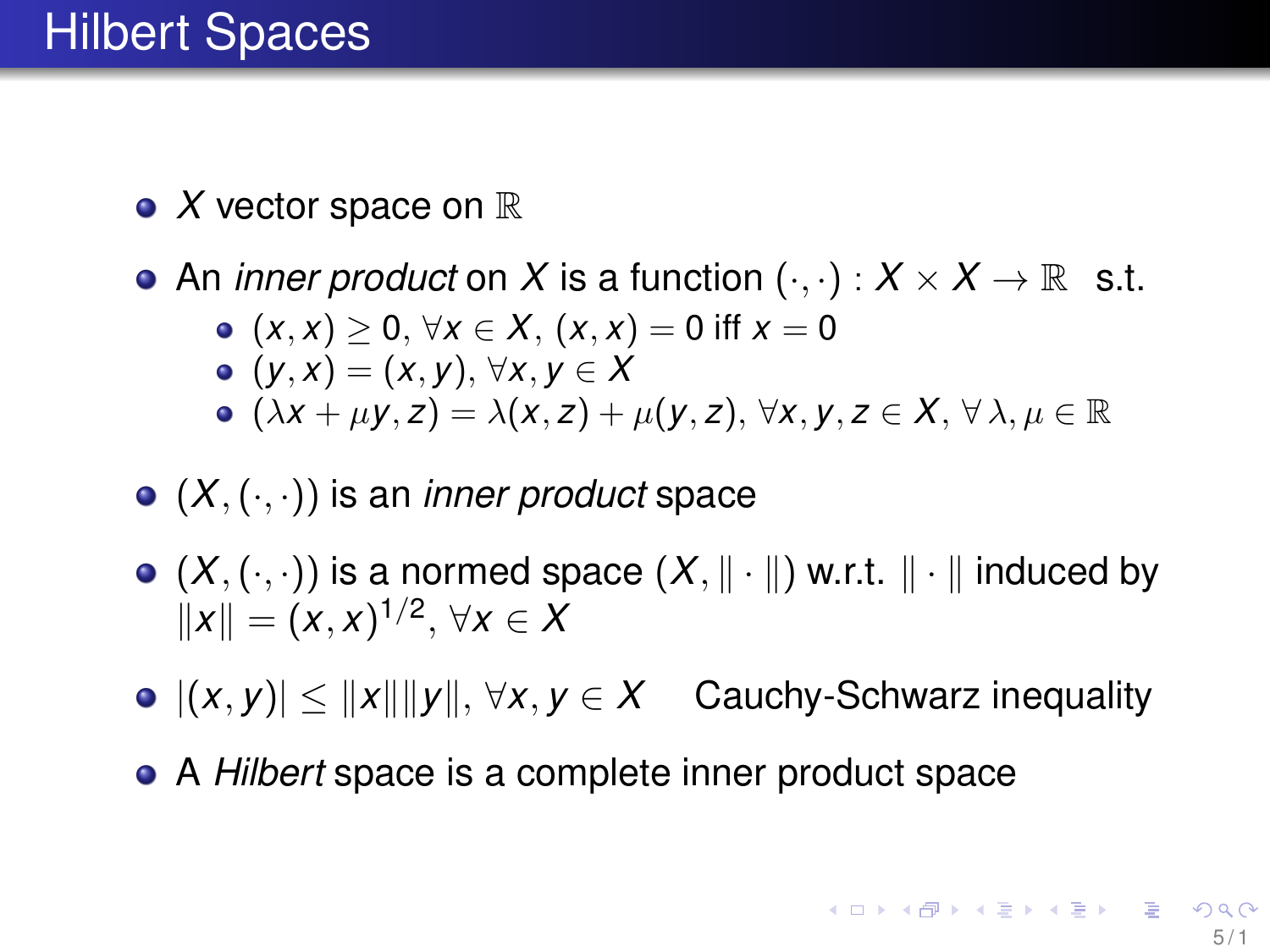# Hilbert Spaces

- $X$ vector space on $\mathbb{R}$
- An *inner product* on $X$ is a function $(\cdot,\cdot) : X \times X \to \mathbb{R}$ s.t.
  - $(x,x) \geq 0$, $\forall x \in X$, $(x,x) = 0$ iff $x = 0$
  - $(y,x) = (x,y)$, $\forall x, y \in X$
  - $(\lambda x + \mu y, z) = \lambda(x,z) + \mu(y,z)$, $\forall x, y, z \in X$, $\forall\, \lambda, \mu \in \mathbb{R}$
- $(X, (\cdot,\cdot))$ is an *inner product* space
- $(X, (\cdot,\cdot))$ is a normed space $(X, \|\cdot\|)$ w.r.t. $\|\cdot\|$ induced by $\|x\| = (x,x)^{1/2}$, $\forall x \in X$
- $|(x,y)| \leq \|x\|\|y\|$, $\forall x, y \in X$ Cauchy-Schwarz inequality
- A *Hilbert* space is a complete inner product space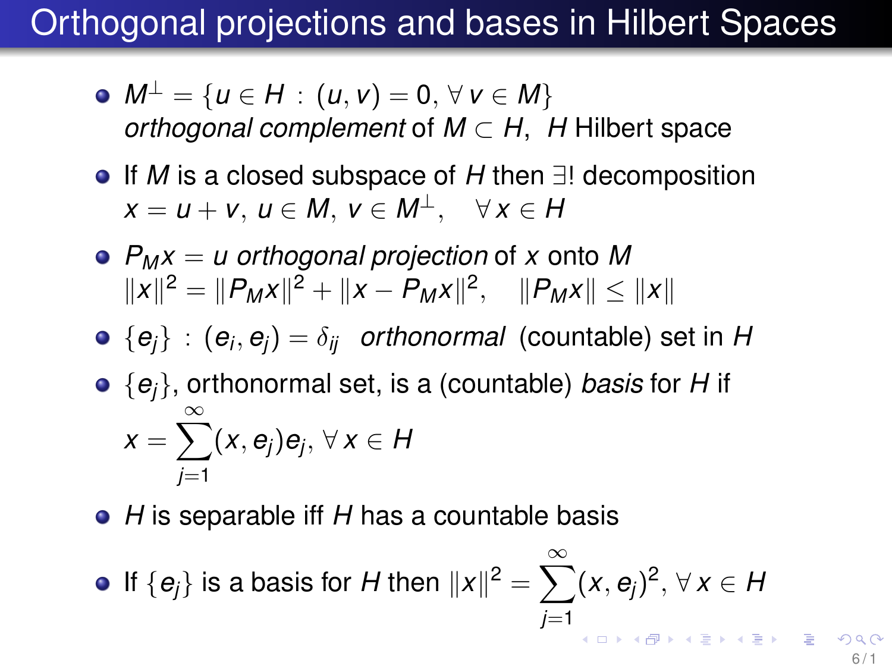# Orthogonal projections and bases in Hilbert Spaces

- $M^\perp = \{u \in H \,:\, (u, v) = 0, \forall\, v \in M\}$
  *orthogonal complement* of $M \subset H$, $H$ Hilbert space
- If $M$ is a closed subspace of $H$ then $\exists!$ decomposition
  $x = u + v$, $u \in M$, $v \in M^\perp$, $\quad \forall\, x \in H$
- $P_M x = u$ *orthogonal projection* of $x$ onto $M$
  $\|x\|^2 = \|P_M x\|^2 + \|x - P_M x\|^2, \quad \|P_M x\| \leq \|x\|$
- $\{e_j\} \,:\, (e_i, e_j) = \delta_{ij}$ *orthonormal* (countable) set in $H$
- $\{e_j\}$, orthonormal set, is a (countable) *basis* for $H$ if
  $$x = \sum_{j=1}^{\infty} (x, e_j) e_j, \; \forall\, x \in H$$
- $H$ is separable iff $H$ has a countable basis
- If $\{e_j\}$ is a basis for $H$ then $\|x\|^2 = \sum_{j=1}^{\infty} (x, e_j)^2, \; \forall\, x \in H$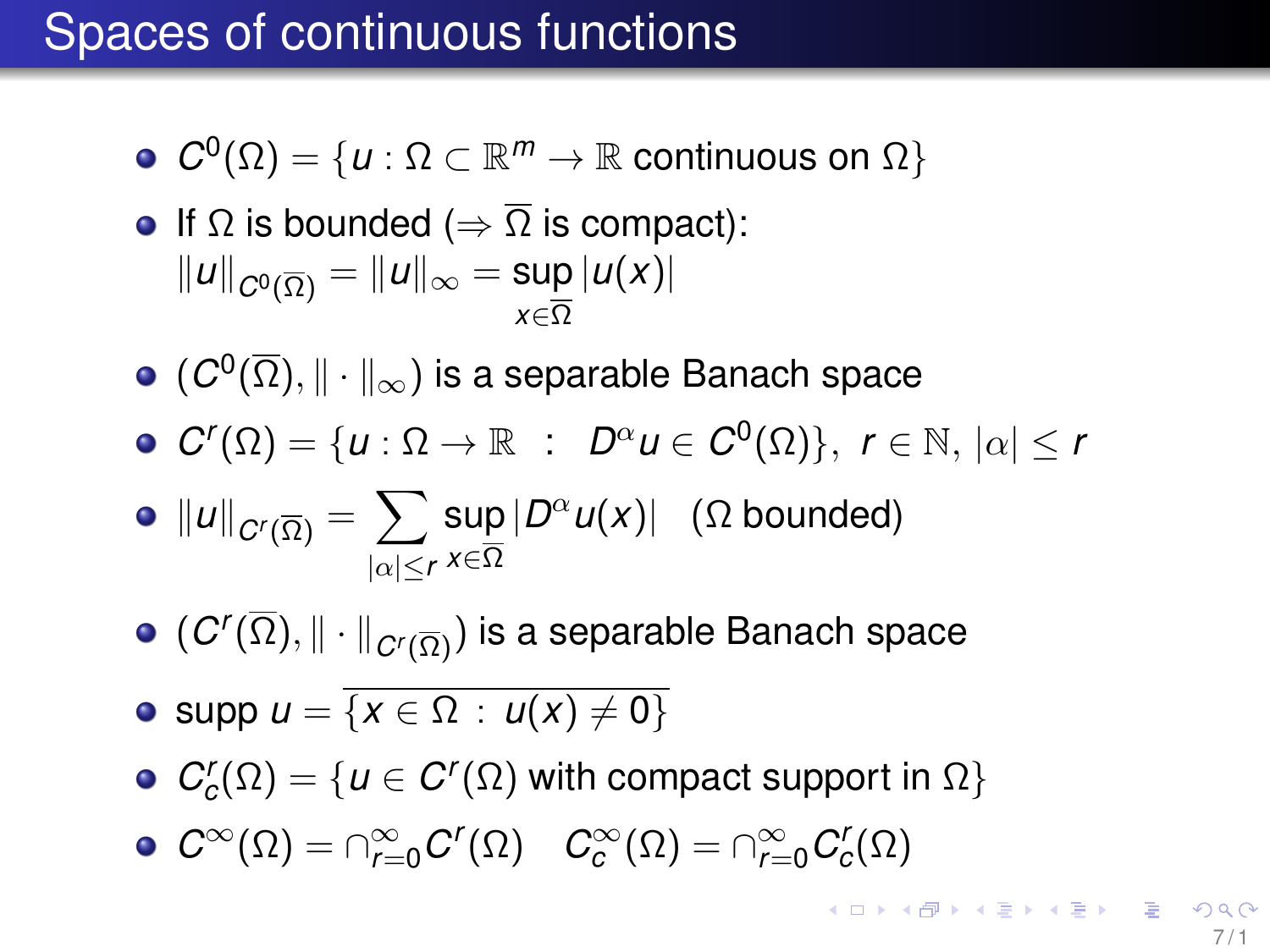# Spaces of continuous functions

- $C^0(\Omega) = \{u : \Omega \subset \mathbb{R}^m \to \mathbb{R} \text{ continuous on } \Omega\}$
- If $\Omega$ is bounded ($\Rightarrow \overline{\Omega}$ is compact):
  $\|u\|_{C^0(\overline{\Omega})} = \|u\|_\infty = \sup\limits_{x \in \overline{\Omega}} |u(x)|$
- $(C^0(\overline{\Omega}), \|\cdot\|_\infty)$ is a separable Banach space
- $C^r(\Omega) = \{u : \Omega \to \mathbb{R} \ : \ D^\alpha u \in C^0(\Omega)\}, \ r \in \mathbb{N}, \ |\alpha| \leq r$
- $\|u\|_{C^r(\overline{\Omega})} = \sum\limits_{|\alpha| \leq r} \sup\limits_{x \in \overline{\Omega}} |D^\alpha u(x)| \quad (\Omega \text{ bounded})$
- $(C^r(\overline{\Omega}), \|\cdot\|_{C^r(\overline{\Omega})})$ is a separable Banach space
- $\text{supp}\, u = \overline{\{x \in \Omega \ : \ u(x) \neq 0\}}$
- $C_c^r(\Omega) = \{u \in C^r(\Omega) \text{ with compact support in } \Omega\}$
- $C^\infty(\Omega) = \cap_{r=0}^\infty C^r(\Omega) \quad C_c^\infty(\Omega) = \cap_{r=0}^\infty C_c^r(\Omega)$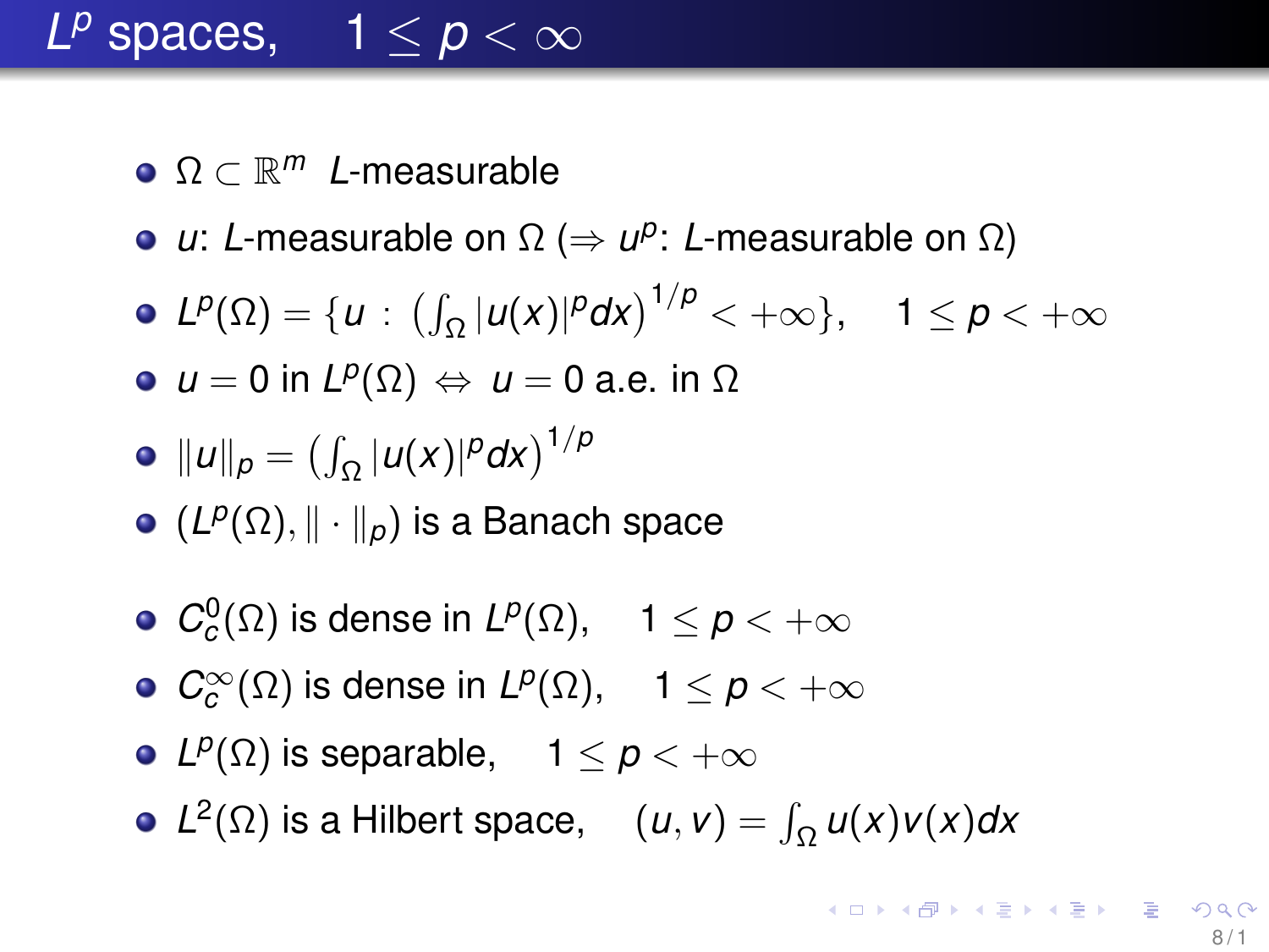# $L^p$ spaces, $\quad 1 \leq p < \infty$

- $\Omega \subset \mathbb{R}^m$ $L$-measurable
- $u$: $L$-measurable on $\Omega$ ($\Rightarrow$ $u^p$: $L$-measurable on $\Omega$)
- $L^p(\Omega) = \{u \,:\, \left(\int_\Omega |u(x)|^p dx\right)^{1/p} < +\infty\}, \quad 1 \leq p < +\infty$
- $u = 0$ in $L^p(\Omega) \;\Leftrightarrow\; u = 0$ a.e. in $\Omega$
- $\|u\|_p = \left(\int_\Omega |u(x)|^p dx\right)^{1/p}$
- $(L^p(\Omega), \|\cdot\|_p)$ is a Banach space

- $C_c^0(\Omega)$ is dense in $L^p(\Omega), \quad 1 \leq p < +\infty$
- $C_c^\infty(\Omega)$ is dense in $L^p(\Omega), \quad 1 \leq p < +\infty$
- $L^p(\Omega)$ is separable, $\quad 1 \leq p < +\infty$
- $L^2(\Omega)$ is a Hilbert space, $\quad (u, v) = \int_\Omega u(x)v(x)dx$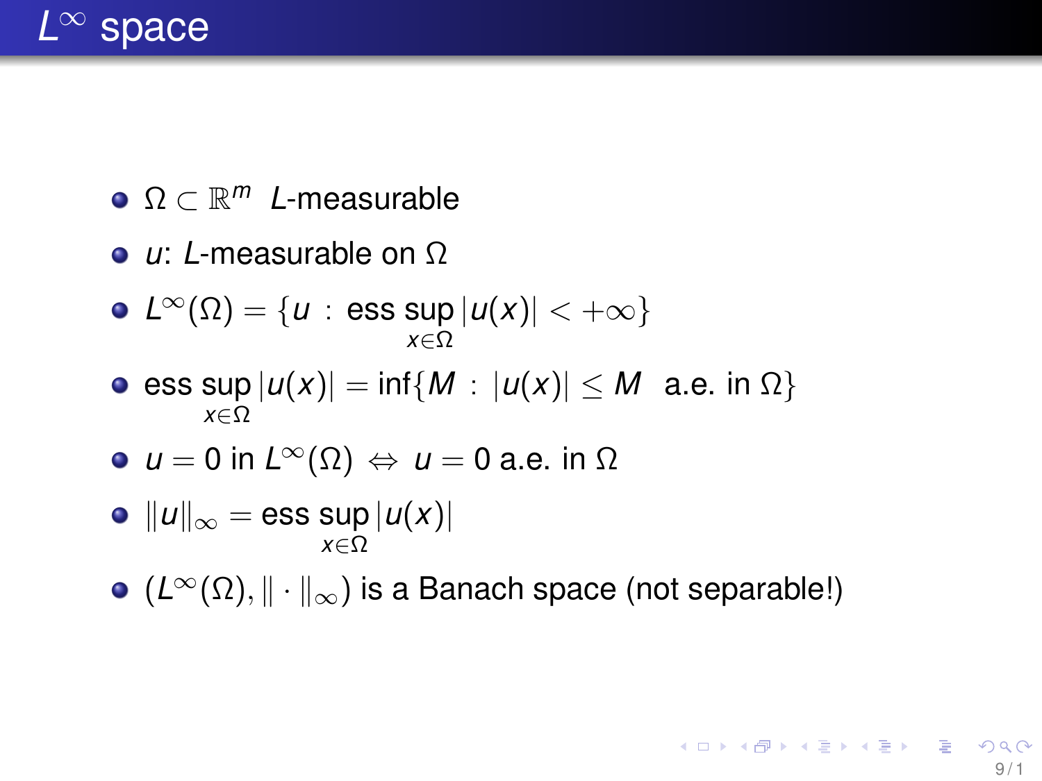# $L^\infty$ space

- $\Omega \subset \mathbb{R}^m$ $L$-measurable
- $u$: $L$-measurable on $\Omega$
- $L^\infty(\Omega) = \{u \,:\, \operatorname*{ess\,sup}_{x\in\Omega} |u(x)| < +\infty\}$
- $\operatorname*{ess\,sup}_{x\in\Omega} |u(x)| = \inf\{M \,:\, |u(x)| \le M \;\text{ a.e. in } \Omega\}$
- $u = 0$ in $L^\infty(\Omega) \Leftrightarrow u = 0$ a.e. in $\Omega$
- $\|u\|_\infty = \operatorname*{ess\,sup}_{x\in\Omega} |u(x)|$
- $(L^\infty(\Omega), \|\cdot\|_\infty)$ is a Banach space (not separable!)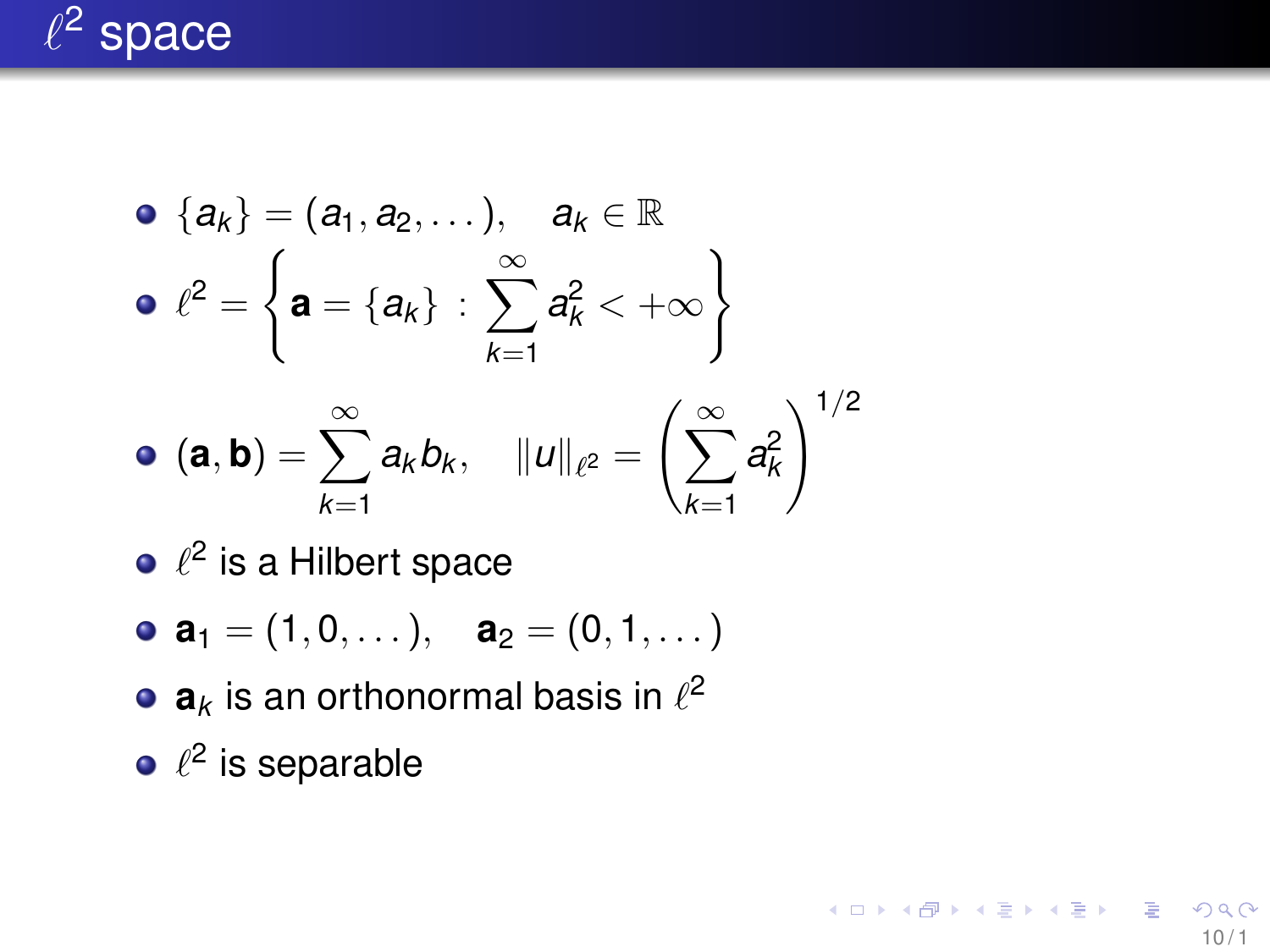# $\ell^2$ space

- $\{a_k\} = (a_1, a_2, \dots), \quad a_k \in \mathbb{R}$
- $\ell^2 = \left\{ \mathbf{a} = \{a_k\} \; : \; \sum_{k=1}^{\infty} a_k^2 < +\infty \right\}$
- $(\mathbf{a}, \mathbf{b}) = \sum_{k=1}^{\infty} a_k b_k, \quad \|u\|_{\ell^2} = \left( \sum_{k=1}^{\infty} a_k^2 \right)^{1/2}$
- $\ell^2$ is a Hilbert space
- $\mathbf{a}_1 = (1, 0, \dots), \quad \mathbf{a}_2 = (0, 1, \dots)$
- $\mathbf{a}_k$ is an orthonormal basis in $\ell^2$
- $\ell^2$ is separable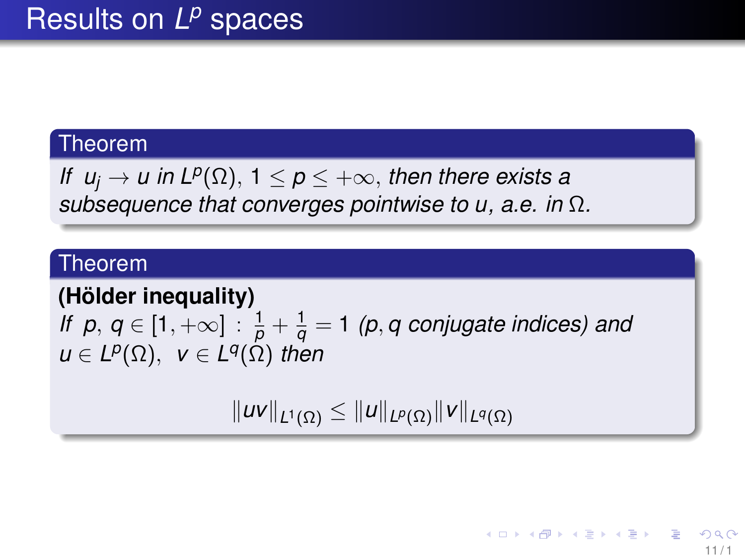# Results on $L^p$ spaces

**Theorem**

*If $u_j \to u$ in $L^p(\Omega)$, $1 \leq p \leq +\infty$, then there exists a subsequence that converges pointwise to $u$, a.e. in $\Omega$.*

**Theorem**

**(Hölder inequality)**
*If $p, q \in [1, +\infty] : \frac{1}{p} + \frac{1}{q} = 1$ ($p, q$ conjugate indices) and $u \in L^p(\Omega)$, $v \in L^q(\Omega)$ then*

$$\|uv\|_{L^1(\Omega)} \leq \|u\|_{L^p(\Omega)} \|v\|_{L^q(\Omega)}$$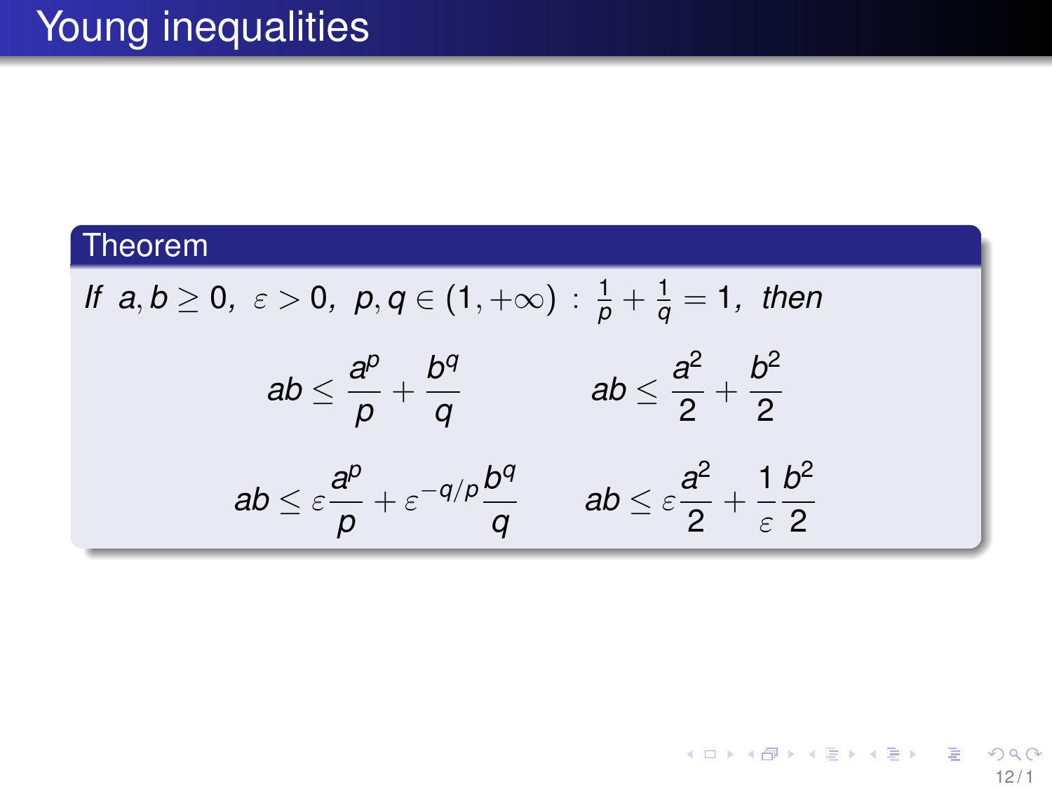# Young inequalities

**Theorem**

*If* $a, b \geq 0,\ \varepsilon > 0,\ p, q \in (1, +\infty)\ :\ \frac{1}{p} + \frac{1}{q} = 1,$ *then*

$$ab \leq \frac{a^p}{p} + \frac{b^q}{q} \qquad ab \leq \frac{a^2}{2} + \frac{b^2}{2}$$

$$ab \leq \varepsilon \frac{a^p}{p} + \varepsilon^{-q/p} \frac{b^q}{q} \qquad ab \leq \varepsilon \frac{a^2}{2} + \frac{1}{\varepsilon} \frac{b^2}{2}$$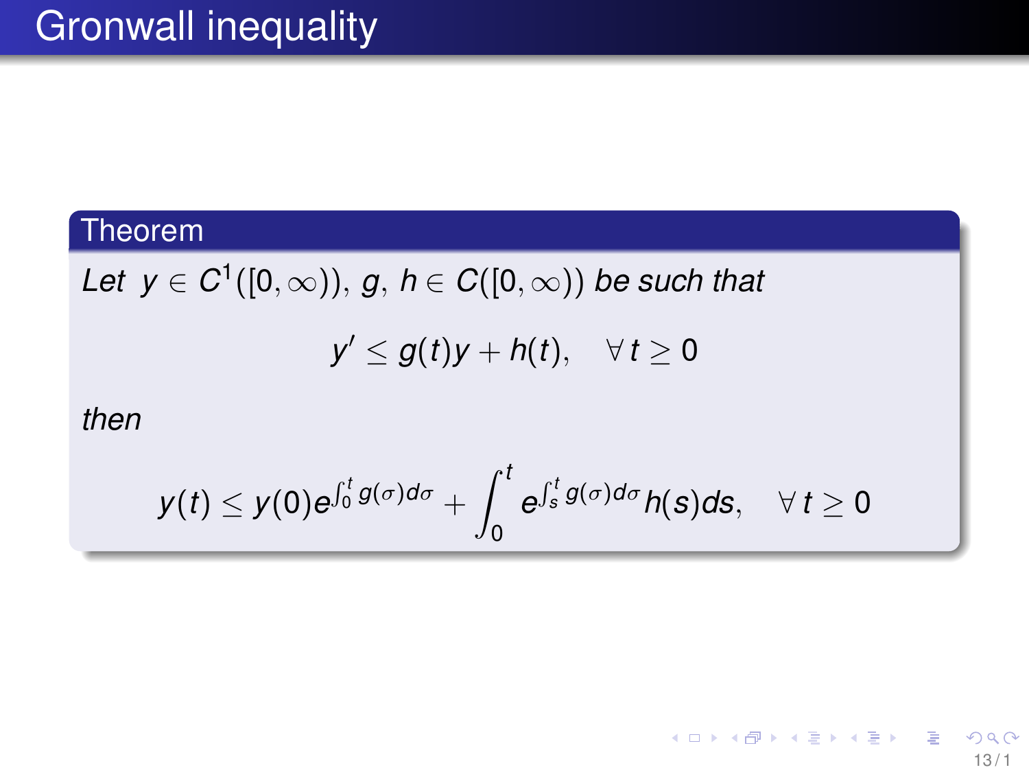# Gronwall inequality

**Theorem**

*Let* $y \in C^1([0,\infty))$, $g,\ h \in C([0,\infty))$ *be such that*

$$y' \leq g(t)y + h(t), \quad \forall\, t \geq 0$$

*then*

$$y(t) \leq y(0)e^{\int_0^t g(\sigma)d\sigma} + \int_0^t e^{\int_s^t g(\sigma)d\sigma} h(s)ds, \quad \forall\, t \geq 0$$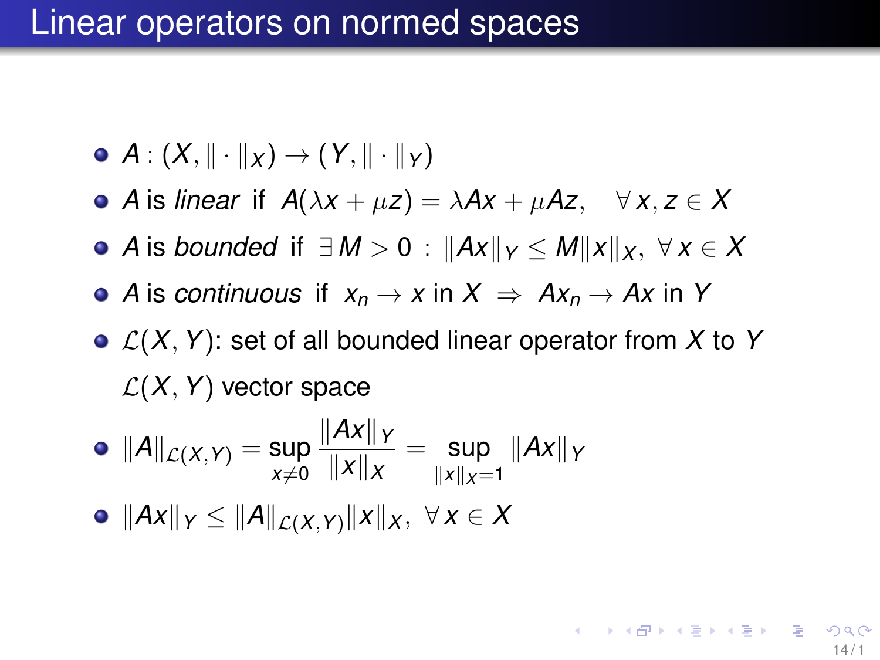# Linear operators on normed spaces

- $A : (X, \|\cdot\|_X) \to (Y, \|\cdot\|_Y)$
- $A$ is *linear* if $A(\lambda x + \mu z) = \lambda Ax + \mu Az, \quad \forall\, x, z \in X$
- $A$ is *bounded* if $\exists\, M > 0 \,:\, \|Ax\|_Y \leq M\|x\|_X, \ \forall\, x \in X$
- $A$ is *continuous* if $x_n \to x$ in $X \ \Rightarrow \ Ax_n \to Ax$ in $Y$
- $\mathcal{L}(X, Y)$: set of all bounded linear operator from $X$ to $Y$

  $\mathcal{L}(X, Y)$ vector space
- $\|A\|_{\mathcal{L}(X,Y)} = \sup\limits_{x \neq 0} \dfrac{\|Ax\|_Y}{\|x\|_X} = \sup\limits_{\|x\|_X = 1} \|Ax\|_Y$
- $\|Ax\|_Y \leq \|A\|_{\mathcal{L}(X,Y)} \|x\|_X, \ \forall\, x \in X$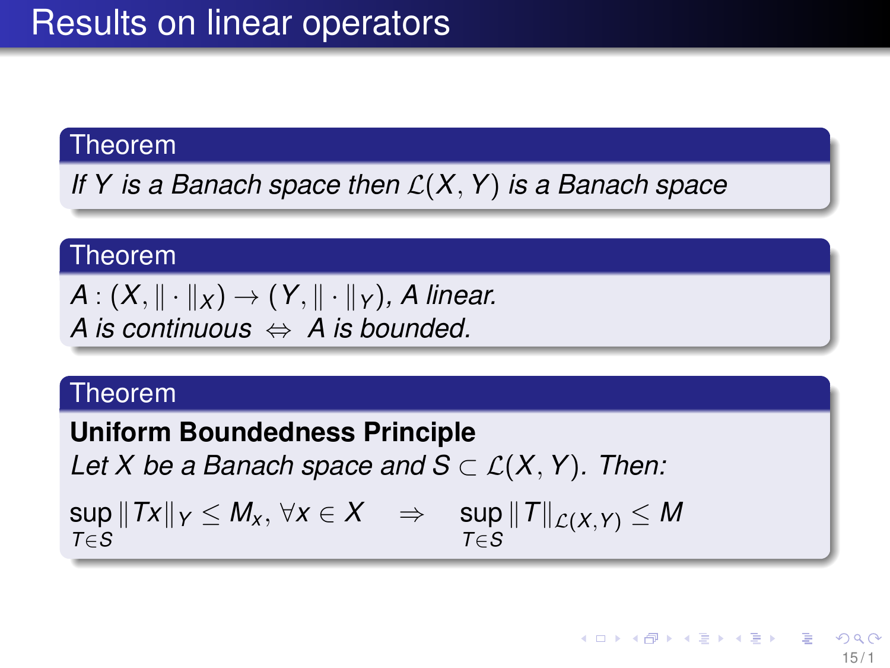# Results on linear operators

**Theorem**

*If $Y$ is a Banach space then $\mathcal{L}(X, Y)$ is a Banach space*

**Theorem**

*$A : (X, \|\cdot\|_X) \to (Y, \|\cdot\|_Y)$, $A$ linear.*
*$A$ is continuous $\Leftrightarrow$ $A$ is bounded.*

**Theorem**

**Uniform Boundedness Principle**

*Let $X$ be a Banach space and $S \subset \mathcal{L}(X, Y)$. Then:*

$$\sup_{T \in S} \|Tx\|_Y \leq M_x, \forall x \in X \quad \Rightarrow \quad \sup_{T \in S} \|T\|_{\mathcal{L}(X,Y)} \leq M$$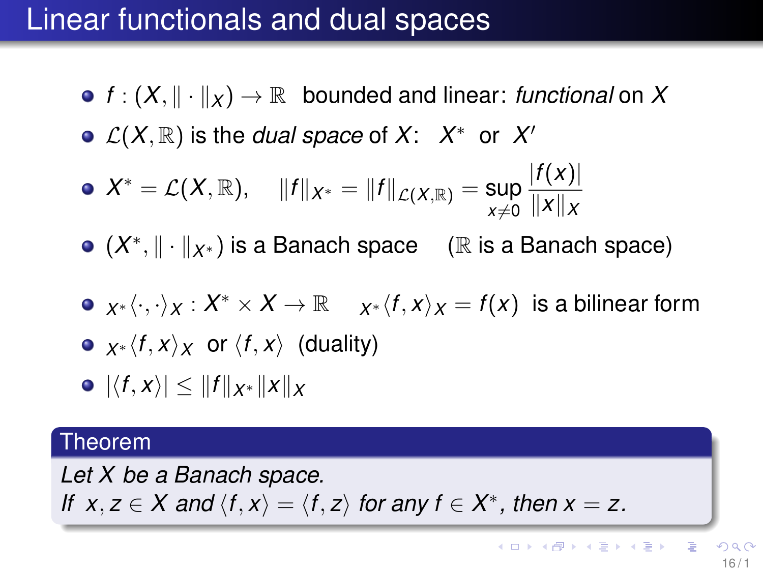# Linear functionals and dual spaces

- $f : (X, \|\cdot\|_X) \to \mathbb{R}$ bounded and linear: *functional* on $X$
- $\mathcal{L}(X, \mathbb{R})$ is the *dual space* of $X$: $X^*$ or $X'$
- $X^* = \mathcal{L}(X, \mathbb{R}), \quad \|f\|_{X^*} = \|f\|_{\mathcal{L}(X,\mathbb{R})} = \sup\limits_{x \neq 0} \dfrac{|f(x)|}{\|x\|_X}$
- $(X^*, \|\cdot\|_{X^*})$ is a Banach space $\quad$ ($\mathbb{R}$ is a Banach space)

- ${}_{X^*}\langle \cdot, \cdot \rangle_X : X^* \times X \to \mathbb{R} \quad {}_{X^*}\langle f, x \rangle_X = f(x)$ is a bilinear form
- ${}_{X^*}\langle f, x \rangle_X$ or $\langle f, x \rangle$ (duality)
- $|\langle f, x \rangle| \leq \|f\|_{X^*} \|x\|_X$

**Theorem**

*Let $X$ be a Banach space.*
*If $x, z \in X$ and $\langle f, x \rangle = \langle f, z \rangle$ for any $f \in X^*$, then $x = z$.*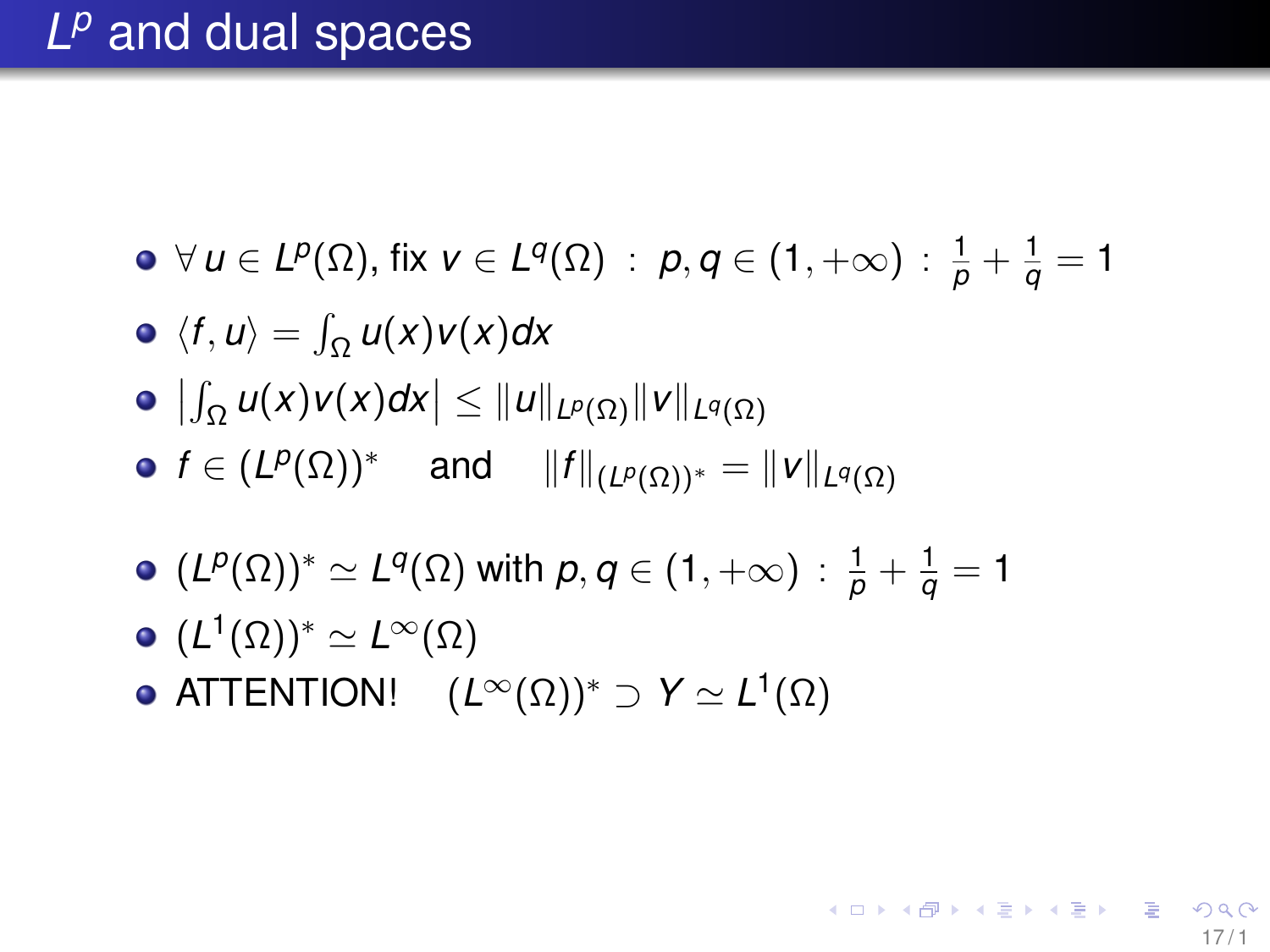# $L^p$ and dual spaces

- $\forall\, u \in L^p(\Omega)$, fix $v \in L^q(\Omega)\ :\ p, q \in (1, +\infty)\ :\ \frac{1}{p} + \frac{1}{q} = 1$
- $\langle f, u \rangle = \int_\Omega u(x)v(x)dx$
- $\left|\int_\Omega u(x)v(x)dx\right| \leq \|u\|_{L^p(\Omega)}\|v\|_{L^q(\Omega)}$
- $f \in (L^p(\Omega))^*$ and $\|f\|_{(L^p(\Omega))^*} = \|v\|_{L^q(\Omega)}$

- $(L^p(\Omega))^* \simeq L^q(\Omega)$ with $p, q \in (1, +\infty)\ :\ \frac{1}{p} + \frac{1}{q} = 1$
- $(L^1(\Omega))^* \simeq L^\infty(\Omega)$
- ATTENTION! $(L^\infty(\Omega))^* \supset Y \simeq L^1(\Omega)$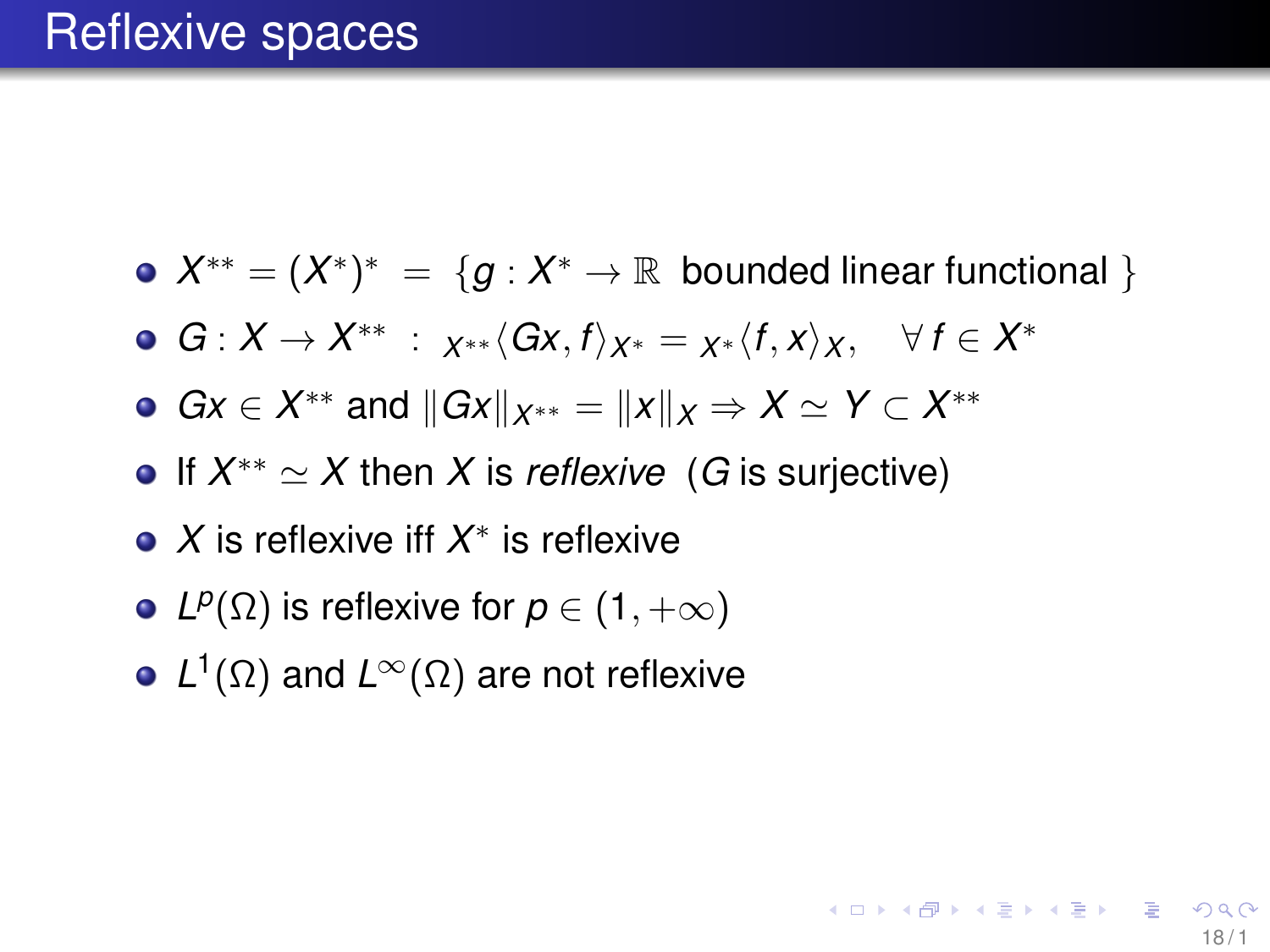# Reflexive spaces

- $X^{**} = (X^*)^* \;=\; \{g : X^* \to \mathbb{R}\;$ bounded linear functional $\}$
- $G : X \to X^{**} \;:\; {}_{X^{**}}\langle Gx, f\rangle_{X^*} = {}_{X^*}\langle f, x\rangle_X, \quad \forall\, f \in X^*$
- $Gx \in X^{**}$ and $\|Gx\|_{X^{**}} = \|x\|_X \Rightarrow X \simeq Y \subset X^{**}$
- If $X^{**} \simeq X$ then $X$ is *reflexive* ($G$ is surjective)
- $X$ is reflexive iff $X^*$ is reflexive
- $L^p(\Omega)$ is reflexive for $p \in (1, +\infty)$
- $L^1(\Omega)$ and $L^\infty(\Omega)$ are not reflexive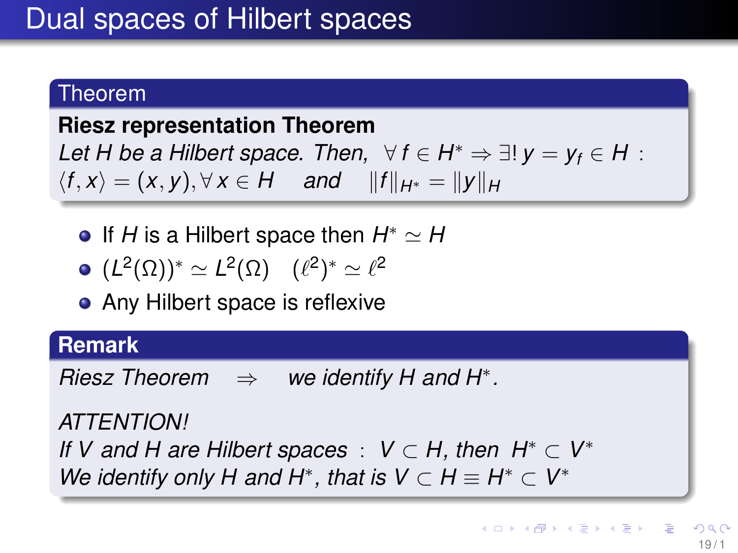# Dual spaces of Hilbert spaces

**Theorem**

**Riesz representation Theorem**

*Let $H$ be a Hilbert space. Then,* $\forall\, f \in H^* \Rightarrow \exists!\, y = y_f \in H$ : $\langle f, x \rangle = (x, y), \forall\, x \in H$ *and* $\|f\|_{H^*} = \|y\|_H$

- If $H$ is a Hilbert space then $H^* \simeq H$
- $(L^2(\Omega))^* \simeq L^2(\Omega) \quad (\ell^2)^* \simeq \ell^2$
- Any Hilbert space is reflexive

**Remark**

*Riesz Theorem* $\Rightarrow$ *we identify $H$ and $H^*$.*

*ATTENTION!*

*If $V$ and $H$ are Hilbert spaces* : $V \subset H$, *then* $H^* \subset V^*$

*We identify only $H$ and $H^*$, that is* $V \subset H \equiv H^* \subset V^*$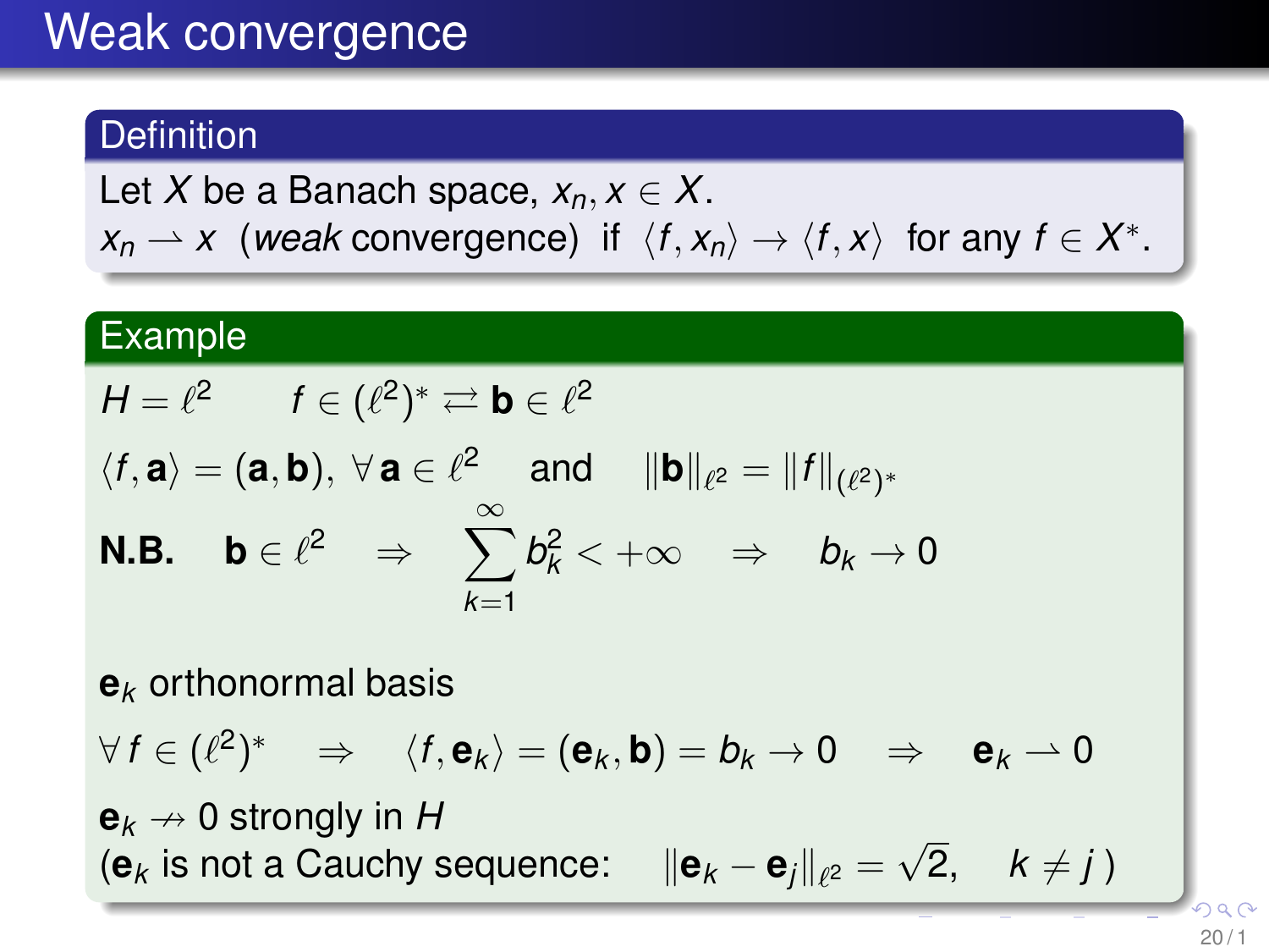# Weak convergence

## Definition

Let $X$ be a Banach space, $x_n, x \in X$.
$x_n \rightharpoonup x$ (*weak* convergence) if $\langle f, x_n \rangle \to \langle f, x \rangle$ for any $f \in X^*$.

## Example

$H = \ell^2 \qquad f \in (\ell^2)^* \rightleftarrows \mathbf{b} \in \ell^2$

$\langle f, \mathbf{a} \rangle = (\mathbf{a}, \mathbf{b}),\ \forall\, \mathbf{a} \in \ell^2$ and $\|\mathbf{b}\|_{\ell^2} = \|f\|_{(\ell^2)^*}$

**N.B.** $\mathbf{b} \in \ell^2 \quad \Rightarrow \quad \sum_{k=1}^{\infty} b_k^2 < +\infty \quad \Rightarrow \quad b_k \to 0$

$\mathbf{e}_k$ orthonormal basis

$\forall\, f \in (\ell^2)^* \quad \Rightarrow \quad \langle f, \mathbf{e}_k \rangle = (\mathbf{e}_k, \mathbf{b}) = b_k \to 0 \quad \Rightarrow \quad \mathbf{e}_k \rightharpoonup 0$

$\mathbf{e}_k \not\to 0$ strongly in $H$
($\mathbf{e}_k$ is not a Cauchy sequence: $\|\mathbf{e}_k - \mathbf{e}_j\|_{\ell^2} = \sqrt{2}, \quad k \neq j$ )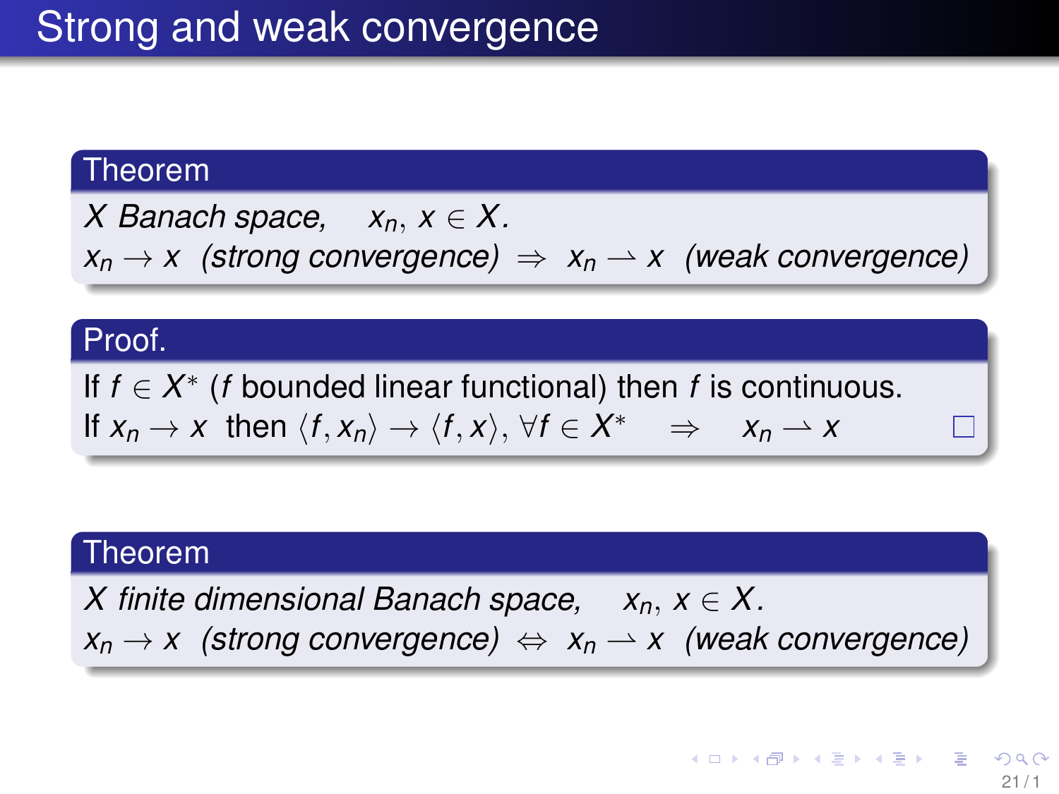# Strong and weak convergence

**Theorem**

*$X$ Banach space, $x_n, x \in X$.*
$x_n \to x$ *(strong convergence)* $\Rightarrow$ $x_n \rightharpoonup x$ *(weak convergence)*

**Proof.**

If $f \in X^*$ ($f$ bounded linear functional) then $f$ is continuous.
If $x_n \to x$ then $\langle f, x_n \rangle \to \langle f, x \rangle, \forall f \in X^*$ $\Rightarrow$ $x_n \rightharpoonup x$ □

**Theorem**

*$X$ finite dimensional Banach space, $x_n, x \in X$.*
$x_n \to x$ *(strong convergence)* $\Leftrightarrow$ $x_n \rightharpoonup x$ *(weak convergence)*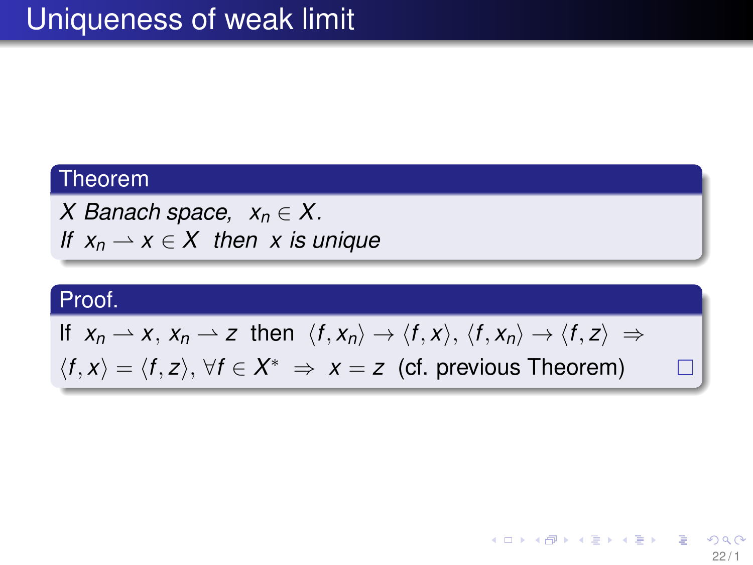# Uniqueness of weak limit

**Theorem**

*$X$ Banach space, $x_n \in X$.*
*If $x_n \rightharpoonup x \in X$ then $x$ is unique*

**Proof.**

If $x_n \rightharpoonup x$, $x_n \rightharpoonup z$ then $\langle f, x_n \rangle \to \langle f, x \rangle$, $\langle f, x_n \rangle \to \langle f, z \rangle \Rightarrow$
$\langle f, x \rangle = \langle f, z \rangle$, $\forall f \in X^* \Rightarrow x = z$ (cf. previous Theorem) $\square$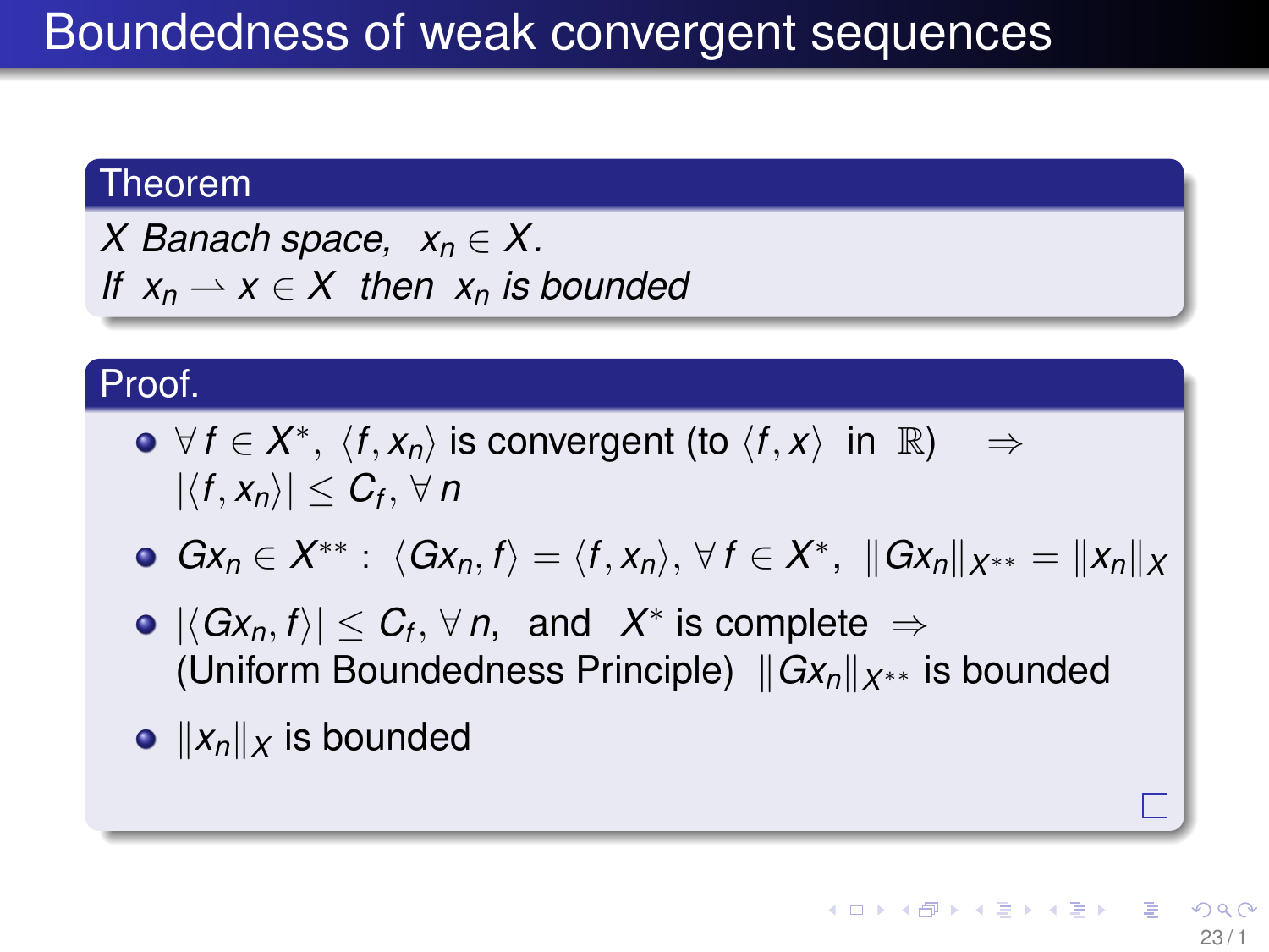# Boundedness of weak convergent sequences

**Theorem**

*$X$ Banach space, $x_n \in X$.*
*If $x_n \rightharpoonup x \in X$ then $x_n$ is bounded*

**Proof.**

- $\forall\, f \in X^*$, $\langle f, x_n \rangle$ is convergent (to $\langle f, x \rangle$ in $\mathbb{R}$) $\Rightarrow$ $|\langle f, x_n \rangle| \le C_f, \forall\, n$
- $Gx_n \in X^{**} : \langle Gx_n, f \rangle = \langle f, x_n \rangle, \forall\, f \in X^*$, $\|Gx_n\|_{X^{**}} = \|x_n\|_X$
- $|\langle Gx_n, f \rangle| \le C_f, \forall\, n$, and $X^*$ is complete $\Rightarrow$ (Uniform Boundedness Principle) $\|Gx_n\|_{X^{**}}$ is bounded
- $\|x_n\|_X$ is bounded

□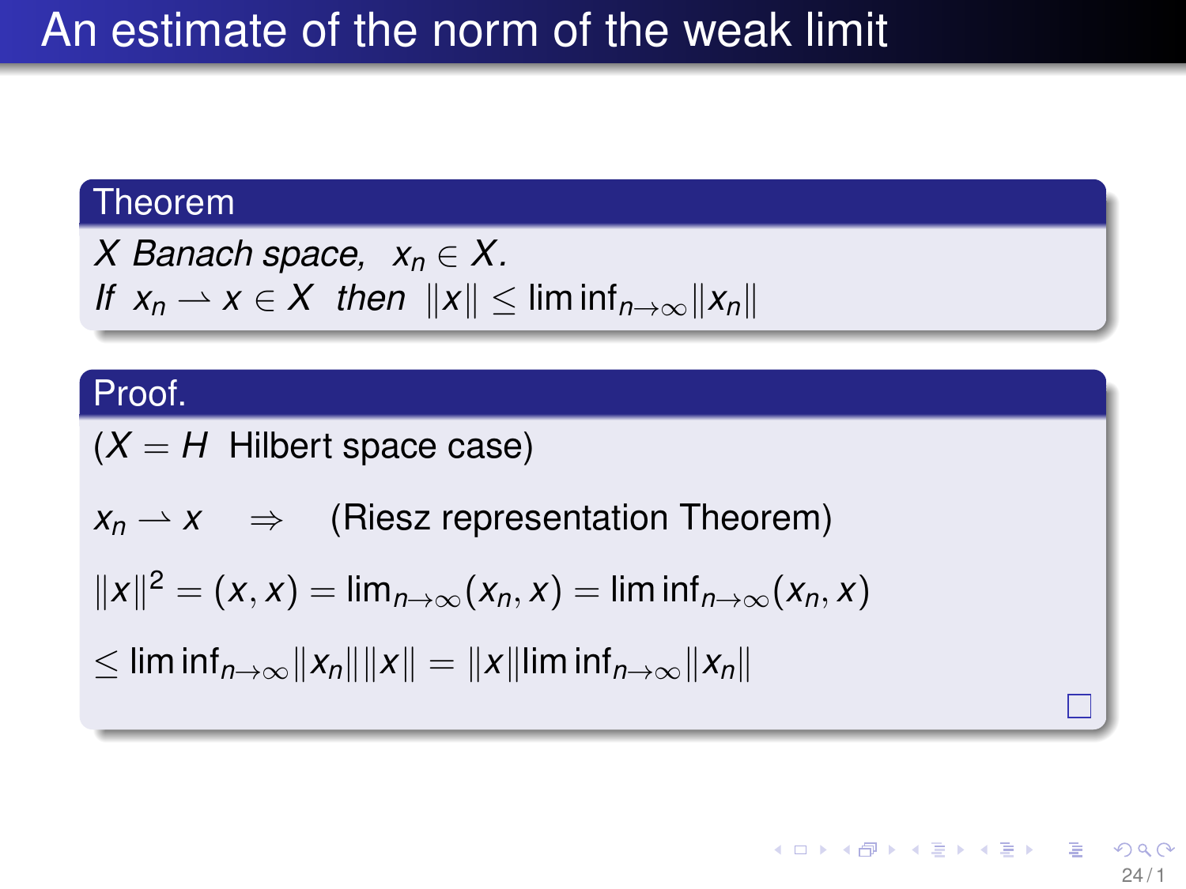# An estimate of the norm of the weak limit

**Theorem**

*$X$ Banach space, $x_n \in X$.*
*If $x_n \rightharpoonup x \in X$ then $\|x\| \le \liminf_{n\to\infty} \|x_n\|$*

**Proof.**

($X = H$ Hilbert space case)

$x_n \rightharpoonup x \quad \Rightarrow \quad$ (Riesz representation Theorem)

$\|x\|^2 = (x, x) = \lim_{n\to\infty}(x_n, x) = \liminf_{n\to\infty}(x_n, x)$

$\le \liminf_{n\to\infty}\|x_n\|\|x\| = \|x\|\liminf_{n\to\infty}\|x_n\|$

□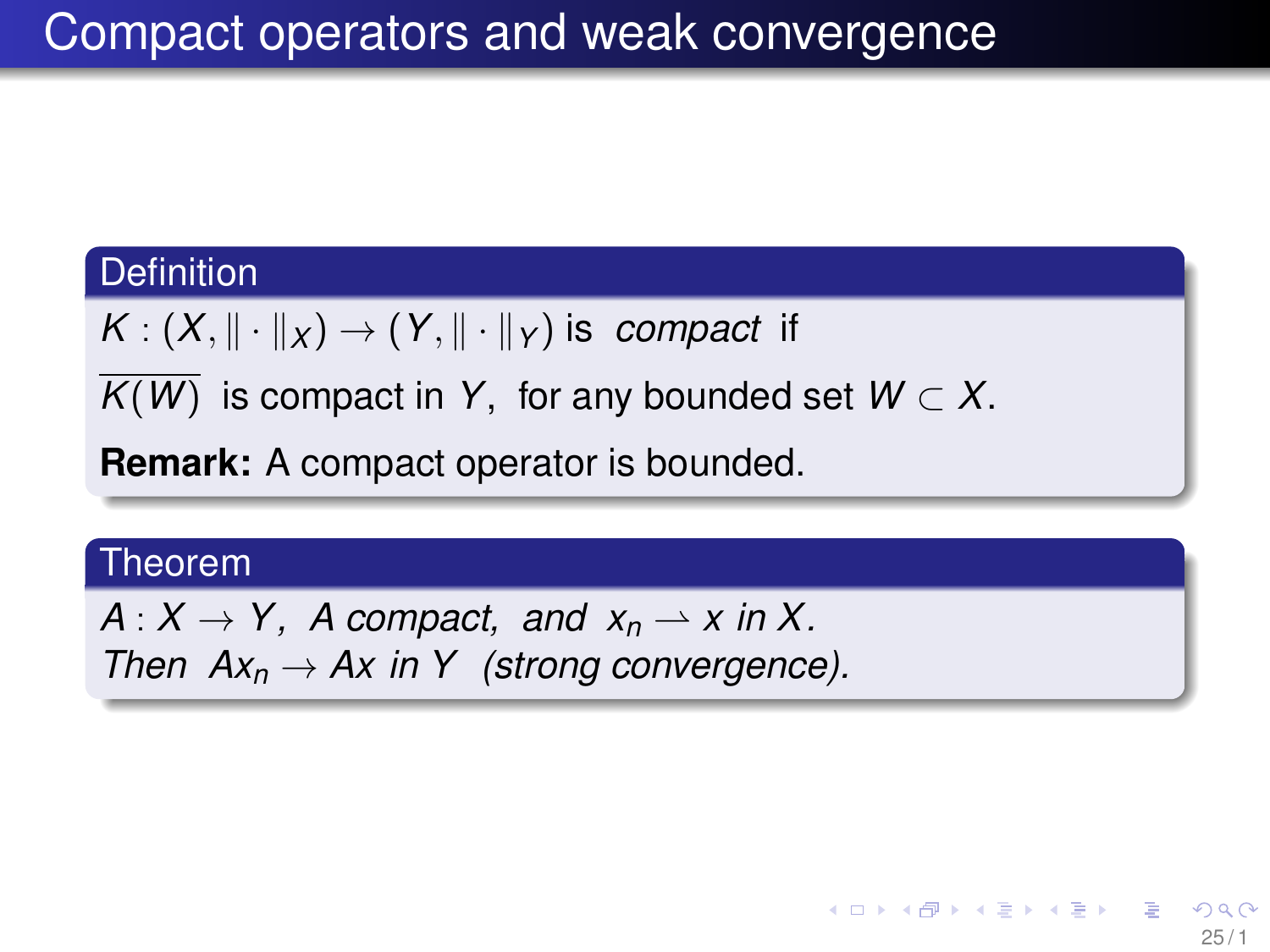# Compact operators and weak convergence

**Definition**

$K : (X, \|\cdot\|_X) \to (Y, \|\cdot\|_Y)$ is *compact* if

$\overline{K(W)}$ is compact in $Y$, for any bounded set $W \subset X$.

**Remark:** A compact operator is bounded.

**Theorem**

*$A : X \to Y$, $A$ compact, and $x_n \rightharpoonup x$ in $X$.*
*Then $Ax_n \to Ax$ in $Y$ (strong convergence).*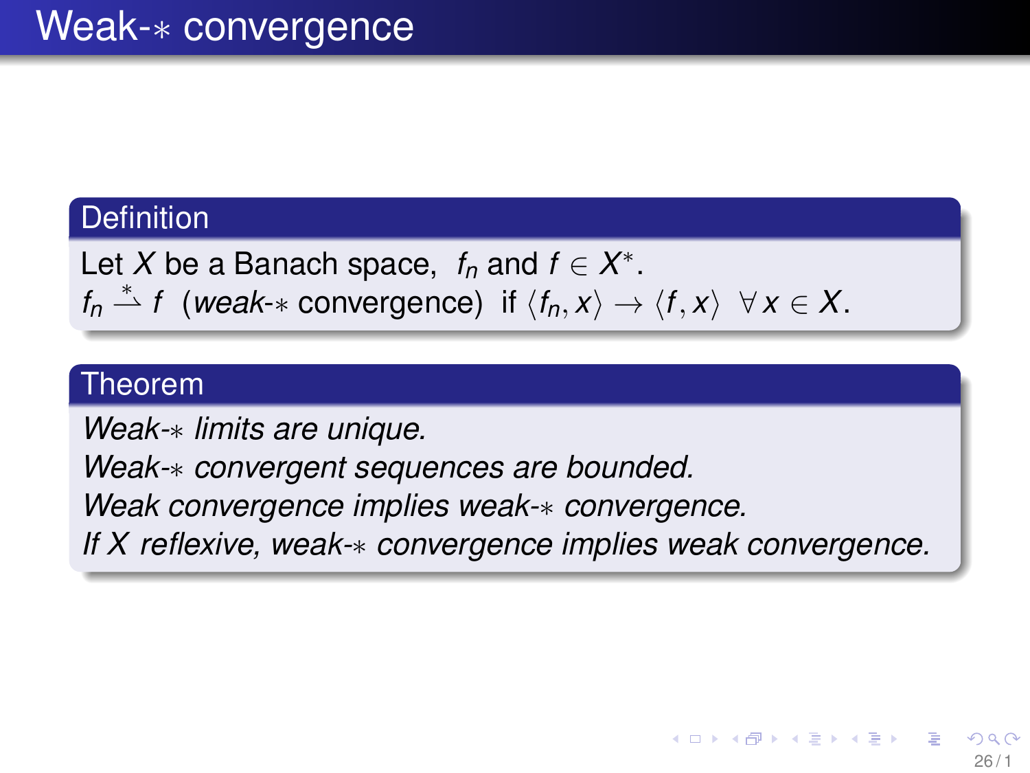# Weak-$*$ convergence

**Definition**

Let $X$ be a Banach space, $f_n$ and $f \in X^*$.
$f_n \overset{*}{\rightharpoonup} f$ (*weak*-$*$ convergence) if $\langle f_n, x \rangle \to \langle f, x \rangle \;\; \forall x \in X$.

**Theorem**

*Weak-$*$ limits are unique.*
*Weak-$*$ convergent sequences are bounded.*
*Weak convergence implies weak-$*$ convergence.*
*If $X$ reflexive, weak-$*$ convergence implies weak convergence.*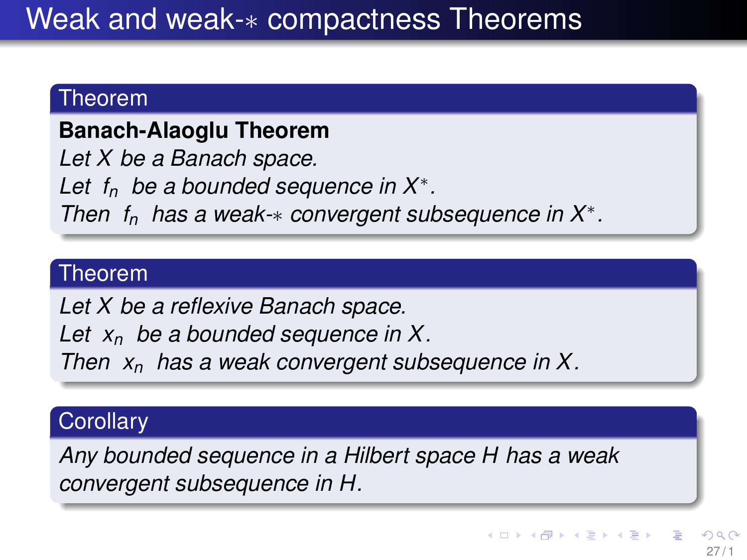# Weak and weak-$*$ compactness Theorems

**Theorem**

**Banach-Alaoglu Theorem**

*Let $X$ be a Banach space.*
*Let $f_n$ be a bounded sequence in $X^*$.*
*Then $f_n$ has a weak-$*$ convergent subsequence in $X^*$.*

**Theorem**

*Let $X$ be a reflexive Banach space.*
*Let $x_n$ be a bounded sequence in $X$.*
*Then $x_n$ has a weak convergent subsequence in $X$.*

**Corollary**

*Any bounded sequence in a Hilbert space $H$ has a weak convergent subsequence in $H$.*